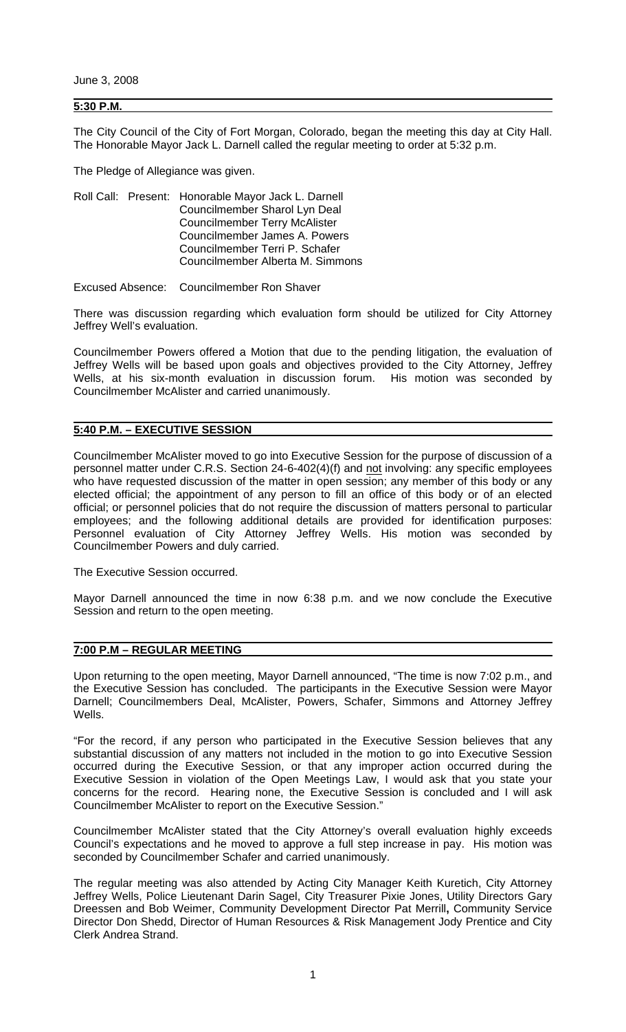June 3, 2008

## 5:30 P.M.

The City Council of the City of Fort Morgan, Colorado, began the meeting this day at City Hall. The Honorable Mayor Jack L. Darnell called the regular meeting to order at 5:32 p.m.

The Pledge of Allegiance was given.

Roll Call: Present: Honorable Mayor Jack L. Darnell
Councilmember Sharol Lyn Deal
Councilmember Terry McAlister
Councilmember James A. Powers
Councilmember Terri P. Schafer
Councilmember Alberta M. Simmons

Excused Absence: Councilmember Ron Shaver

There was discussion regarding which evaluation form should be utilized for City Attorney Jeffrey Well's evaluation.

Councilmember Powers offered a Motion that due to the pending litigation, the evaluation of Jeffrey Wells will be based upon goals and objectives provided to the City Attorney, Jeffrey Wells, at his six-month evaluation in discussion forum. His motion was seconded by Councilmember McAlister and carried unanimously.

## 5:40 P.M. – EXECUTIVE SESSION

Councilmember McAlister moved to go into Executive Session for the purpose of discussion of a personnel matter under C.R.S. Section 24-6-402(4)(f) and not involving: any specific employees who have requested discussion of the matter in open session; any member of this body or any elected official; the appointment of any person to fill an office of this body or of an elected official; or personnel policies that do not require the discussion of matters personal to particular employees; and the following additional details are provided for identification purposes: Personnel evaluation of City Attorney Jeffrey Wells. His motion was seconded by Councilmember Powers and duly carried.

The Executive Session occurred.

Mayor Darnell announced the time in now 6:38 p.m. and we now conclude the Executive Session and return to the open meeting.

## 7:00 P.M – REGULAR MEETING

Upon returning to the open meeting, Mayor Darnell announced, "The time is now 7:02 p.m., and the Executive Session has concluded. The participants in the Executive Session were Mayor Darnell; Councilmembers Deal, McAlister, Powers, Schafer, Simmons and Attorney Jeffrey Wells.

"For the record, if any person who participated in the Executive Session believes that any substantial discussion of any matters not included in the motion to go into Executive Session occurred during the Executive Session, or that any improper action occurred during the Executive Session in violation of the Open Meetings Law, I would ask that you state your concerns for the record. Hearing none, the Executive Session is concluded and I will ask Councilmember McAlister to report on the Executive Session."

Councilmember McAlister stated that the City Attorney's overall evaluation highly exceeds Council's expectations and he moved to approve a full step increase in pay. His motion was seconded by Councilmember Schafer and carried unanimously.

The regular meeting was also attended by Acting City Manager Keith Kuretich, City Attorney Jeffrey Wells, Police Lieutenant Darin Sagel, City Treasurer Pixie Jones, Utility Directors Gary Dreessen and Bob Weimer, Community Development Director Pat Merrill**,** Community Service Director Don Shedd, Director of Human Resources & Risk Management Jody Prentice and City Clerk Andrea Strand.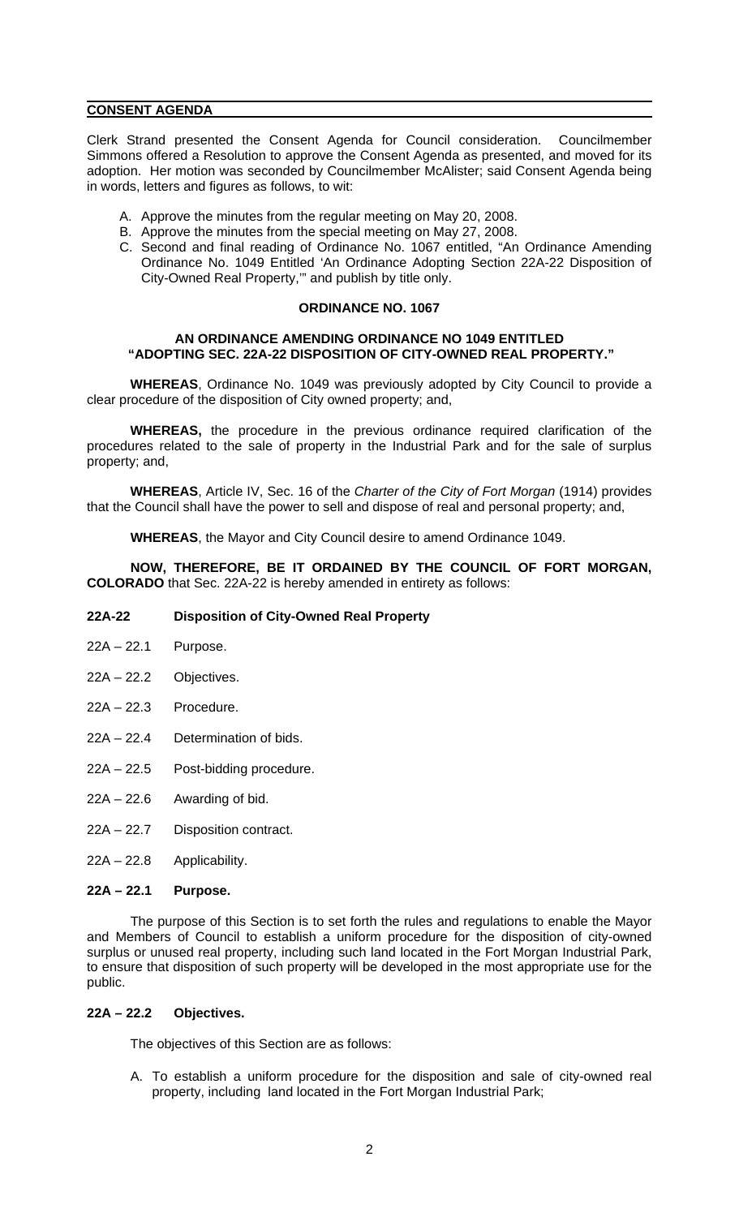## CONSENT AGENDA

Clerk Strand presented the Consent Agenda for Council consideration. Councilmember Simmons offered a Resolution to approve the Consent Agenda as presented, and moved for its adoption. Her motion was seconded by Councilmember McAlister; said Consent Agenda being in words, letters and figures as follows, to wit:

A. Approve the minutes from the regular meeting on May 20, 2008.
B. Approve the minutes from the special meeting on May 27, 2008.
C. Second and final reading of Ordinance No. 1067 entitled, "An Ordinance Amending Ordinance No. 1049 Entitled 'An Ordinance Adopting Section 22A-22 Disposition of City-Owned Real Property,'" and publish by title only.

### ORDINANCE NO. 1067

### AN ORDINANCE AMENDING ORDINANCE NO 1049 ENTITLED "ADOPTING SEC. 22A-22 DISPOSITION OF CITY-OWNED REAL PROPERTY."

**WHEREAS**, Ordinance No. 1049 was previously adopted by City Council to provide a clear procedure of the disposition of City owned property; and,

**WHEREAS,** the procedure in the previous ordinance required clarification of the procedures related to the sale of property in the Industrial Park and for the sale of surplus property; and,

**WHEREAS**, Article IV, Sec. 16 of the *Charter of the City of Fort Morgan* (1914) provides that the Council shall have the power to sell and dispose of real and personal property; and,

**WHEREAS**, the Mayor and City Council desire to amend Ordinance 1049.

**NOW, THEREFORE, BE IT ORDAINED BY THE COUNCIL OF FORT MORGAN, COLORADO** that Sec. 22A-22 is hereby amended in entirety as follows:

**22A-22 Disposition of City-Owned Real Property**

22A – 22.1 Purpose.

22A – 22.2 Objectives.

22A – 22.3 Procedure.

22A – 22.4 Determination of bids.

22A – 22.5 Post-bidding procedure.

22A – 22.6 Awarding of bid.

22A – 22.7 Disposition contract.

22A – 22.8 Applicability.

**22A – 22.1 Purpose.**

The purpose of this Section is to set forth the rules and regulations to enable the Mayor and Members of Council to establish a uniform procedure for the disposition of city-owned surplus or unused real property, including such land located in the Fort Morgan Industrial Park, to ensure that disposition of such property will be developed in the most appropriate use for the public.

**22A – 22.2 Objectives.**

The objectives of this Section are as follows:

A. To establish a uniform procedure for the disposition and sale of city-owned real property, including land located in the Fort Morgan Industrial Park;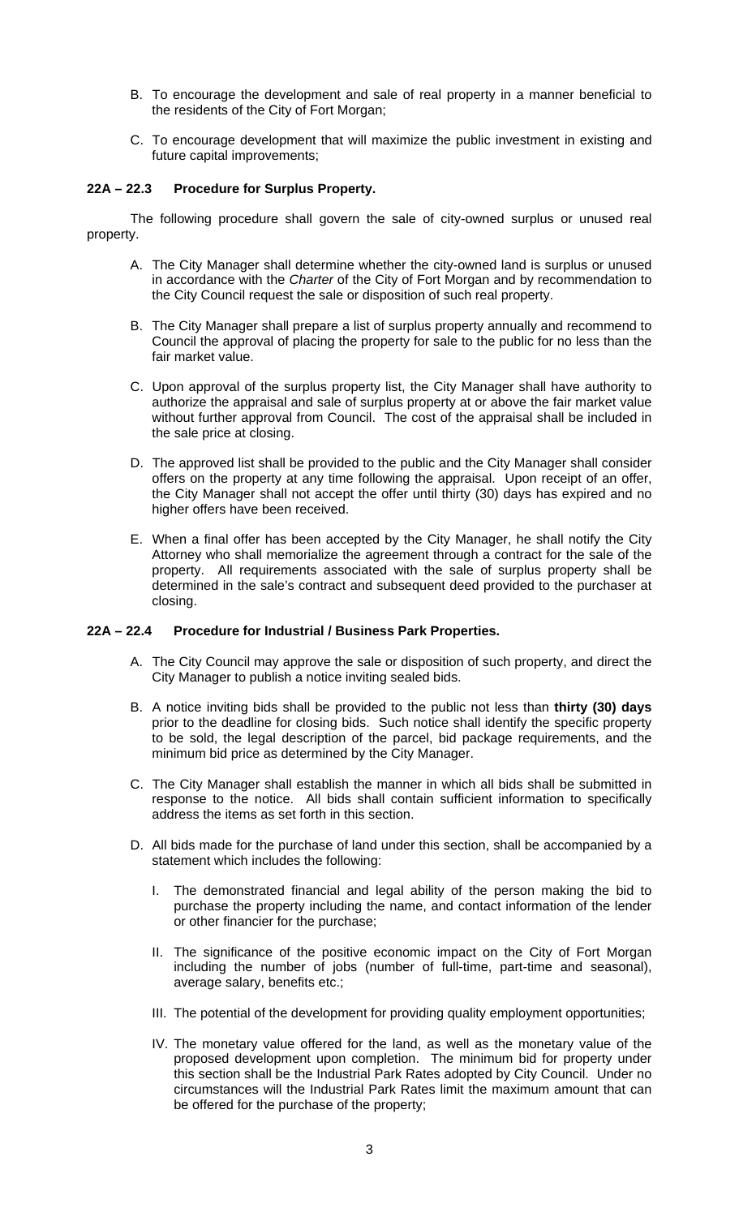B. To encourage the development and sale of real property in a manner beneficial to the residents of the City of Fort Morgan;

C. To encourage development that will maximize the public investment in existing and future capital improvements;

**22A – 22.3 Procedure for Surplus Property.**

The following procedure shall govern the sale of city-owned surplus or unused real property.

A. The City Manager shall determine whether the city-owned land is surplus or unused in accordance with the *Charter* of the City of Fort Morgan and by recommendation to the City Council request the sale or disposition of such real property.

B. The City Manager shall prepare a list of surplus property annually and recommend to Council the approval of placing the property for sale to the public for no less than the fair market value.

C. Upon approval of the surplus property list, the City Manager shall have authority to authorize the appraisal and sale of surplus property at or above the fair market value without further approval from Council. The cost of the appraisal shall be included in the sale price at closing.

D. The approved list shall be provided to the public and the City Manager shall consider offers on the property at any time following the appraisal. Upon receipt of an offer, the City Manager shall not accept the offer until thirty (30) days has expired and no higher offers have been received.

E. When a final offer has been accepted by the City Manager, he shall notify the City Attorney who shall memorialize the agreement through a contract for the sale of the property. All requirements associated with the sale of surplus property shall be determined in the sale's contract and subsequent deed provided to the purchaser at closing.

**22A – 22.4 Procedure for Industrial / Business Park Properties.**

A. The City Council may approve the sale or disposition of such property, and direct the City Manager to publish a notice inviting sealed bids.

B. A notice inviting bids shall be provided to the public not less than **thirty (30) days** prior to the deadline for closing bids. Such notice shall identify the specific property to be sold, the legal description of the parcel, bid package requirements, and the minimum bid price as determined by the City Manager.

C. The City Manager shall establish the manner in which all bids shall be submitted in response to the notice. All bids shall contain sufficient information to specifically address the items as set forth in this section.

D. All bids made for the purchase of land under this section, shall be accompanied by a statement which includes the following:

   I. The demonstrated financial and legal ability of the person making the bid to purchase the property including the name, and contact information of the lender or other financier for the purchase;

   II. The significance of the positive economic impact on the City of Fort Morgan including the number of jobs (number of full-time, part-time and seasonal), average salary, benefits etc.;

   III. The potential of the development for providing quality employment opportunities;

   IV. The monetary value offered for the land, as well as the monetary value of the proposed development upon completion. The minimum bid for property under this section shall be the Industrial Park Rates adopted by City Council. Under no circumstances will the Industrial Park Rates limit the maximum amount that can be offered for the purchase of the property;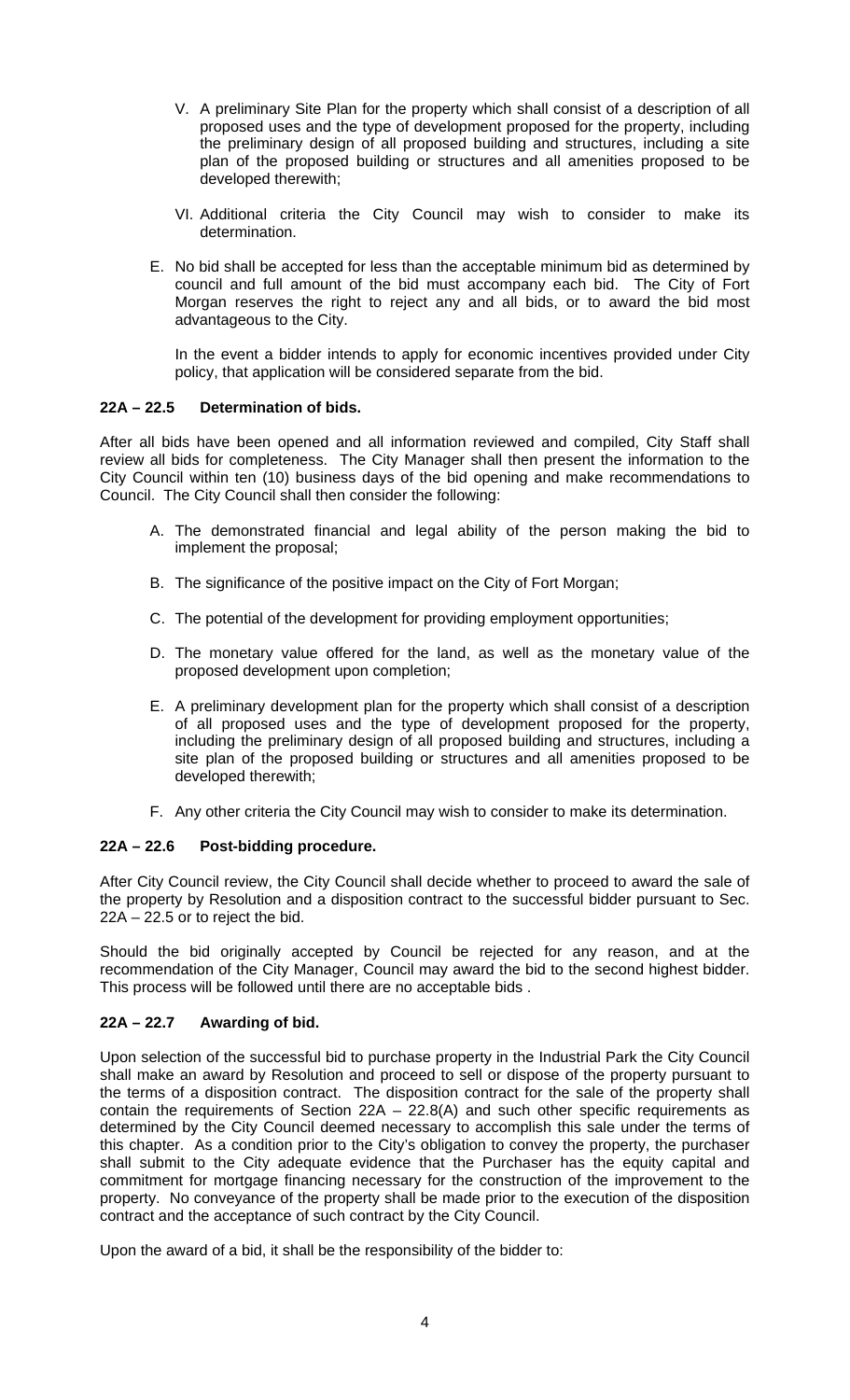V. A preliminary Site Plan for the property which shall consist of a description of all proposed uses and the type of development proposed for the property, including the preliminary design of all proposed building and structures, including a site plan of the proposed building or structures and all amenities proposed to be developed therewith;

VI. Additional criteria the City Council may wish to consider to make its determination.

E. No bid shall be accepted for less than the acceptable minimum bid as determined by council and full amount of the bid must accompany each bid. The City of Fort Morgan reserves the right to reject any and all bids, or to award the bid most advantageous to the City.

In the event a bidder intends to apply for economic incentives provided under City policy, that application will be considered separate from the bid.

**22A – 22.5 Determination of bids.**

After all bids have been opened and all information reviewed and compiled, City Staff shall review all bids for completeness. The City Manager shall then present the information to the City Council within ten (10) business days of the bid opening and make recommendations to Council. The City Council shall then consider the following:

A. The demonstrated financial and legal ability of the person making the bid to implement the proposal;

B. The significance of the positive impact on the City of Fort Morgan;

C. The potential of the development for providing employment opportunities;

D. The monetary value offered for the land, as well as the monetary value of the proposed development upon completion;

E. A preliminary development plan for the property which shall consist of a description of all proposed uses and the type of development proposed for the property, including the preliminary design of all proposed building and structures, including a site plan of the proposed building or structures and all amenities proposed to be developed therewith;

F. Any other criteria the City Council may wish to consider to make its determination.

**22A – 22.6 Post-bidding procedure.**

After City Council review, the City Council shall decide whether to proceed to award the sale of the property by Resolution and a disposition contract to the successful bidder pursuant to Sec. 22A – 22.5 or to reject the bid.

Should the bid originally accepted by Council be rejected for any reason, and at the recommendation of the City Manager, Council may award the bid to the second highest bidder. This process will be followed until there are no acceptable bids .

**22A – 22.7 Awarding of bid.**

Upon selection of the successful bid to purchase property in the Industrial Park the City Council shall make an award by Resolution and proceed to sell or dispose of the property pursuant to the terms of a disposition contract. The disposition contract for the sale of the property shall contain the requirements of Section 22A – 22.8(A) and such other specific requirements as determined by the City Council deemed necessary to accomplish this sale under the terms of this chapter. As a condition prior to the City's obligation to convey the property, the purchaser shall submit to the City adequate evidence that the Purchaser has the equity capital and commitment for mortgage financing necessary for the construction of the improvement to the property. No conveyance of the property shall be made prior to the execution of the disposition contract and the acceptance of such contract by the City Council.

Upon the award of a bid, it shall be the responsibility of the bidder to: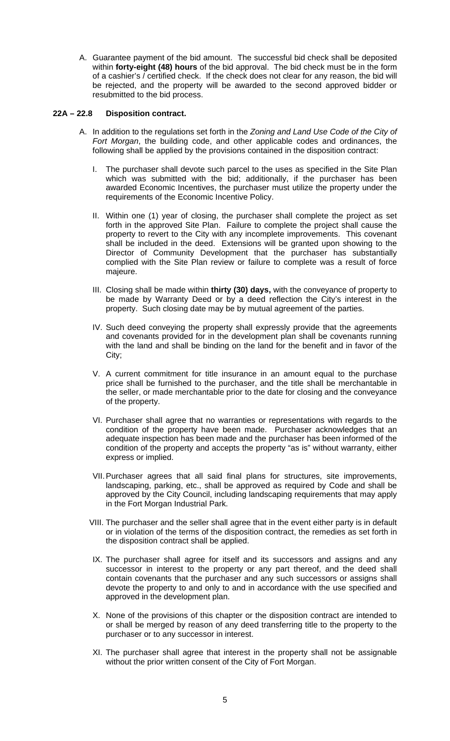A. Guarantee payment of the bid amount. The successful bid check shall be deposited within **forty-eight (48) hours** of the bid approval. The bid check must be in the form of a cashier's / certified check. If the check does not clear for any reason, the bid will be rejected, and the property will be awarded to the second approved bidder or resubmitted to the bid process.

### 22A – 22.8 Disposition contract.

A. In addition to the regulations set forth in the *Zoning and Land Use Code of the City of Fort Morgan*, the building code, and other applicable codes and ordinances, the following shall be applied by the provisions contained in the disposition contract:

I. The purchaser shall devote such parcel to the uses as specified in the Site Plan which was submitted with the bid; additionally, if the purchaser has been awarded Economic Incentives, the purchaser must utilize the property under the requirements of the Economic Incentive Policy.

II. Within one (1) year of closing, the purchaser shall complete the project as set forth in the approved Site Plan. Failure to complete the project shall cause the property to revert to the City with any incomplete improvements. This covenant shall be included in the deed. Extensions will be granted upon showing to the Director of Community Development that the purchaser has substantially complied with the Site Plan review or failure to complete was a result of force majeure.

III. Closing shall be made within **thirty (30) days,** with the conveyance of property to be made by Warranty Deed or by a deed reflection the City's interest in the property. Such closing date may be by mutual agreement of the parties.

IV. Such deed conveying the property shall expressly provide that the agreements and covenants provided for in the development plan shall be covenants running with the land and shall be binding on the land for the benefit and in favor of the City;

V. A current commitment for title insurance in an amount equal to the purchase price shall be furnished to the purchaser, and the title shall be merchantable in the seller, or made merchantable prior to the date for closing and the conveyance of the property.

VI. Purchaser shall agree that no warranties or representations with regards to the condition of the property have been made. Purchaser acknowledges that an adequate inspection has been made and the purchaser has been informed of the condition of the property and accepts the property "as is" without warranty, either express or implied.

VII. Purchaser agrees that all said final plans for structures, site improvements, landscaping, parking, etc., shall be approved as required by Code and shall be approved by the City Council, including landscaping requirements that may apply in the Fort Morgan Industrial Park.

VIII. The purchaser and the seller shall agree that in the event either party is in default or in violation of the terms of the disposition contract, the remedies as set forth in the disposition contract shall be applied.

IX. The purchaser shall agree for itself and its successors and assigns and any successor in interest to the property or any part thereof, and the deed shall contain covenants that the purchaser and any such successors or assigns shall devote the property to and only to and in accordance with the use specified and approved in the development plan.

X. None of the provisions of this chapter or the disposition contract are intended to or shall be merged by reason of any deed transferring title to the property to the purchaser or to any successor in interest.

XI. The purchaser shall agree that interest in the property shall not be assignable without the prior written consent of the City of Fort Morgan.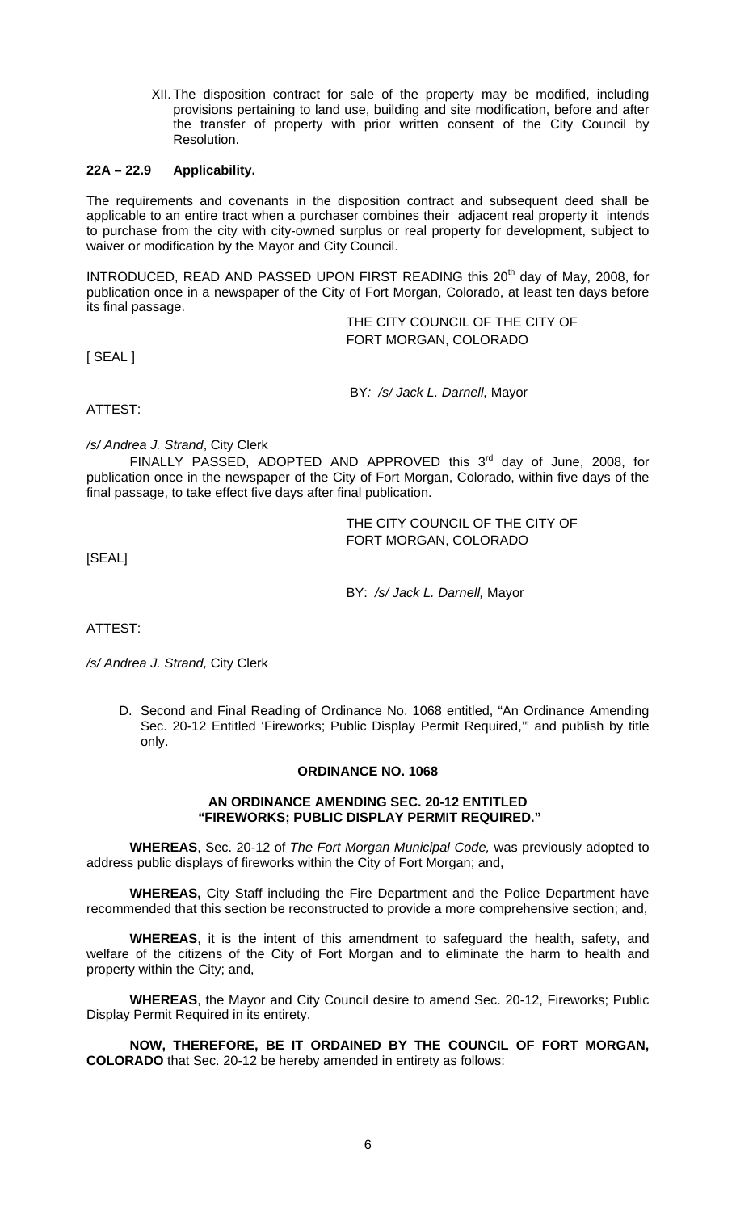XII. The disposition contract for sale of the property may be modified, including provisions pertaining to land use, building and site modification, before and after the transfer of property with prior written consent of the City Council by Resolution.

**22A – 22.9 Applicability.**

The requirements and covenants in the disposition contract and subsequent deed shall be applicable to an entire tract when a purchaser combines their adjacent real property it intends to purchase from the city with city-owned surplus or real property for development, subject to waiver or modification by the Mayor and City Council.

INTRODUCED, READ AND PASSED UPON FIRST READING this 20th day of May, 2008, for publication once in a newspaper of the City of Fort Morgan, Colorado, at least ten days before its final passage.

THE CITY COUNCIL OF THE CITY OF FORT MORGAN, COLORADO

[ SEAL ]

BY*: /s/ Jack L. Darnell,* Mayor

ATTEST:

*/s/ Andrea J. Strand*, City Clerk

FINALLY PASSED, ADOPTED AND APPROVED this 3rd day of June, 2008, for publication once in the newspaper of the City of Fort Morgan, Colorado, within five days of the final passage, to take effect five days after final publication.

THE CITY COUNCIL OF THE CITY OF FORT MORGAN, COLORADO

[SEAL]

BY: */s/ Jack L. Darnell,* Mayor

ATTEST:

*/s/ Andrea J. Strand,* City Clerk

D. Second and Final Reading of Ordinance No. 1068 entitled, "An Ordinance Amending Sec. 20-12 Entitled 'Fireworks; Public Display Permit Required,'" and publish by title only.

**ORDINANCE NO. 1068**

**AN ORDINANCE AMENDING SEC. 20-12 ENTITLED "FIREWORKS; PUBLIC DISPLAY PERMIT REQUIRED."**

**WHEREAS**, Sec. 20-12 of *The Fort Morgan Municipal Code,* was previously adopted to address public displays of fireworks within the City of Fort Morgan; and,

**WHEREAS,** City Staff including the Fire Department and the Police Department have recommended that this section be reconstructed to provide a more comprehensive section; and,

**WHEREAS**, it is the intent of this amendment to safeguard the health, safety, and welfare of the citizens of the City of Fort Morgan and to eliminate the harm to health and property within the City; and,

**WHEREAS**, the Mayor and City Council desire to amend Sec. 20-12, Fireworks; Public Display Permit Required in its entirety.

**NOW, THEREFORE, BE IT ORDAINED BY THE COUNCIL OF FORT MORGAN, COLORADO** that Sec. 20-12 be hereby amended in entirety as follows: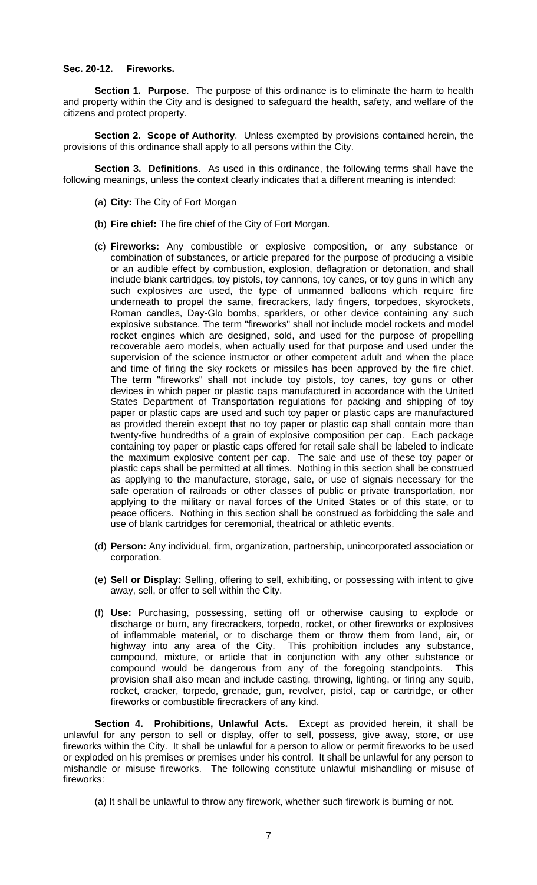**Sec. 20-12. Fireworks.**

**Section 1. Purpose**. The purpose of this ordinance is to eliminate the harm to health and property within the City and is designed to safeguard the health, safety, and welfare of the citizens and protect property.

**Section 2. Scope of Authority**. Unless exempted by provisions contained herein, the provisions of this ordinance shall apply to all persons within the City.

**Section 3. Definitions**. As used in this ordinance, the following terms shall have the following meanings, unless the context clearly indicates that a different meaning is intended:

(a) **City:** The City of Fort Morgan

(b) **Fire chief:** The fire chief of the City of Fort Morgan.

(c) **Fireworks:** Any combustible or explosive composition, or any substance or combination of substances, or article prepared for the purpose of producing a visible or an audible effect by combustion, explosion, deflagration or detonation, and shall include blank cartridges, toy pistols, toy cannons, toy canes, or toy guns in which any such explosives are used, the type of unmanned balloons which require fire underneath to propel the same, firecrackers, lady fingers, torpedoes, skyrockets, Roman candles, Day-Glo bombs, sparklers, or other device containing any such explosive substance. The term "fireworks" shall not include model rockets and model rocket engines which are designed, sold, and used for the purpose of propelling recoverable aero models, when actually used for that purpose and used under the supervision of the science instructor or other competent adult and when the place and time of firing the sky rockets or missiles has been approved by the fire chief. The term "fireworks" shall not include toy pistols, toy canes, toy guns or other devices in which paper or plastic caps manufactured in accordance with the United States Department of Transportation regulations for packing and shipping of toy paper or plastic caps are used and such toy paper or plastic caps are manufactured as provided therein except that no toy paper or plastic cap shall contain more than twenty-five hundredths of a grain of explosive composition per cap. Each package containing toy paper or plastic caps offered for retail sale shall be labeled to indicate the maximum explosive content per cap. The sale and use of these toy paper or plastic caps shall be permitted at all times. Nothing in this section shall be construed as applying to the manufacture, storage, sale, or use of signals necessary for the safe operation of railroads or other classes of public or private transportation, nor applying to the military or naval forces of the United States or of this state, or to peace officers. Nothing in this section shall be construed as forbidding the sale and use of blank cartridges for ceremonial, theatrical or athletic events.

(d) **Person:** Any individual, firm, organization, partnership, unincorporated association or corporation.

(e) **Sell or Display:** Selling, offering to sell, exhibiting, or possessing with intent to give away, sell, or offer to sell within the City.

(f) **Use:** Purchasing, possessing, setting off or otherwise causing to explode or discharge or burn, any firecrackers, torpedo, rocket, or other fireworks or explosives of inflammable material, or to discharge them or throw them from land, air, or highway into any area of the City. This prohibition includes any substance, compound, mixture, or article that in conjunction with any other substance or compound would be dangerous from any of the foregoing standpoints. This provision shall also mean and include casting, throwing, lighting, or firing any squib, rocket, cracker, torpedo, grenade, gun, revolver, pistol, cap or cartridge, or other fireworks or combustible firecrackers of any kind.

**Section 4. Prohibitions, Unlawful Acts.** Except as provided herein, it shall be unlawful for any person to sell or display, offer to sell, possess, give away, store, or use fireworks within the City. It shall be unlawful for a person to allow or permit fireworks to be used or exploded on his premises or premises under his control. It shall be unlawful for any person to mishandle or misuse fireworks. The following constitute unlawful mishandling or misuse of fireworks:

(a) It shall be unlawful to throw any firework, whether such firework is burning or not.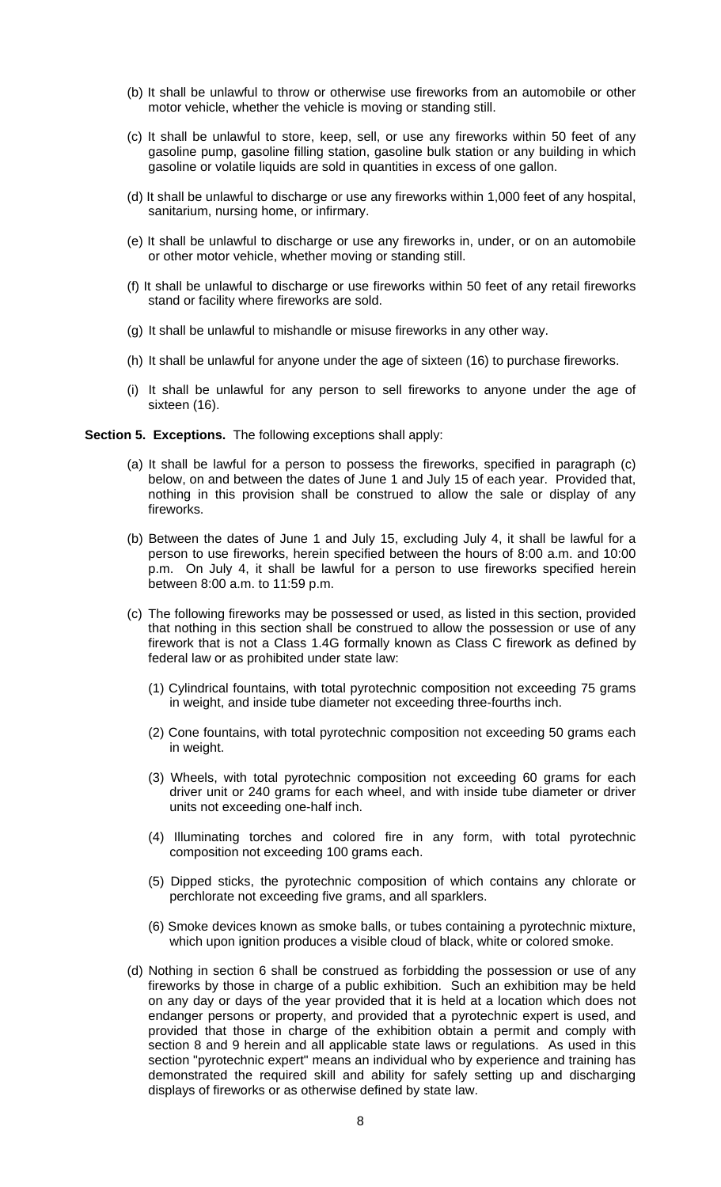(b) It shall be unlawful to throw or otherwise use fireworks from an automobile or other motor vehicle, whether the vehicle is moving or standing still.

(c) It shall be unlawful to store, keep, sell, or use any fireworks within 50 feet of any gasoline pump, gasoline filling station, gasoline bulk station or any building in which gasoline or volatile liquids are sold in quantities in excess of one gallon.

(d) It shall be unlawful to discharge or use any fireworks within 1,000 feet of any hospital, sanitarium, nursing home, or infirmary.

(e) It shall be unlawful to discharge or use any fireworks in, under, or on an automobile or other motor vehicle, whether moving or standing still.

(f) It shall be unlawful to discharge or use fireworks within 50 feet of any retail fireworks stand or facility where fireworks are sold.

(g) It shall be unlawful to mishandle or misuse fireworks in any other way.

(h) It shall be unlawful for anyone under the age of sixteen (16) to purchase fireworks.

(i) It shall be unlawful for any person to sell fireworks to anyone under the age of sixteen (16).

**Section 5. Exceptions.** The following exceptions shall apply:

(a) It shall be lawful for a person to possess the fireworks, specified in paragraph (c) below, on and between the dates of June 1 and July 15 of each year. Provided that, nothing in this provision shall be construed to allow the sale or display of any fireworks.

(b) Between the dates of June 1 and July 15, excluding July 4, it shall be lawful for a person to use fireworks, herein specified between the hours of 8:00 a.m. and 10:00 p.m. On July 4, it shall be lawful for a person to use fireworks specified herein between 8:00 a.m. to 11:59 p.m.

(c) The following fireworks may be possessed or used, as listed in this section, provided that nothing in this section shall be construed to allow the possession or use of any firework that is not a Class 1.4G formally known as Class C firework as defined by federal law or as prohibited under state law:

(1) Cylindrical fountains, with total pyrotechnic composition not exceeding 75 grams in weight, and inside tube diameter not exceeding three-fourths inch.

(2) Cone fountains, with total pyrotechnic composition not exceeding 50 grams each in weight.

(3) Wheels, with total pyrotechnic composition not exceeding 60 grams for each driver unit or 240 grams for each wheel, and with inside tube diameter or driver units not exceeding one-half inch.

(4) Illuminating torches and colored fire in any form, with total pyrotechnic composition not exceeding 100 grams each.

(5) Dipped sticks, the pyrotechnic composition of which contains any chlorate or perchlorate not exceeding five grams, and all sparklers.

(6) Smoke devices known as smoke balls, or tubes containing a pyrotechnic mixture, which upon ignition produces a visible cloud of black, white or colored smoke.

(d) Nothing in section 6 shall be construed as forbidding the possession or use of any fireworks by those in charge of a public exhibition. Such an exhibition may be held on any day or days of the year provided that it is held at a location which does not endanger persons or property, and provided that a pyrotechnic expert is used, and provided that those in charge of the exhibition obtain a permit and comply with section 8 and 9 herein and all applicable state laws or regulations. As used in this section "pyrotechnic expert" means an individual who by experience and training has demonstrated the required skill and ability for safely setting up and discharging displays of fireworks or as otherwise defined by state law.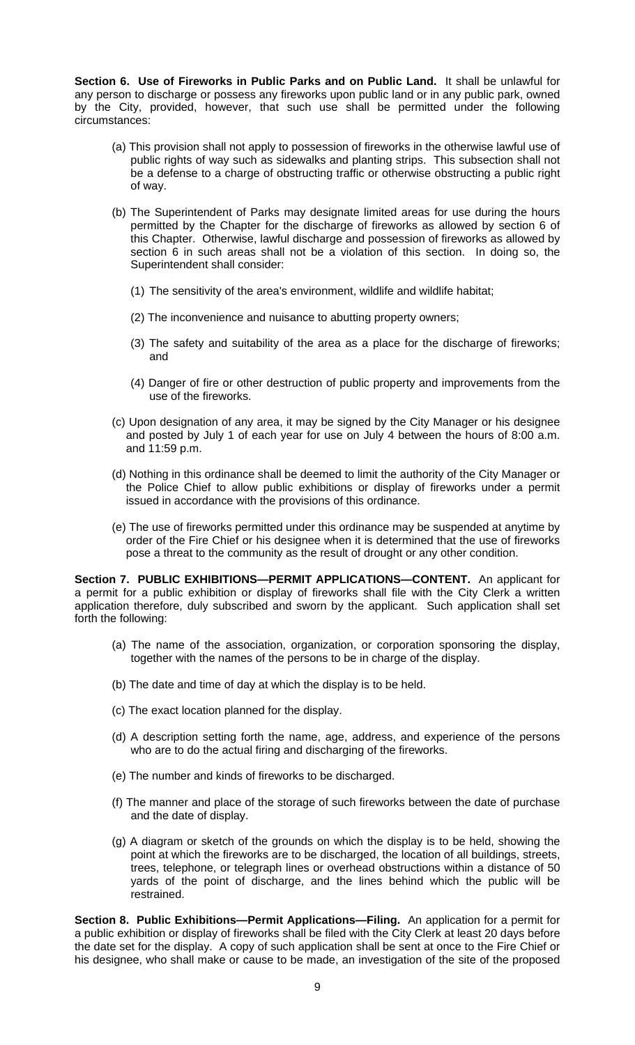**Section 6. Use of Fireworks in Public Parks and on Public Land.** It shall be unlawful for any person to discharge or possess any fireworks upon public land or in any public park, owned by the City, provided, however, that such use shall be permitted under the following circumstances:

(a) This provision shall not apply to possession of fireworks in the otherwise lawful use of public rights of way such as sidewalks and planting strips. This subsection shall not be a defense to a charge of obstructing traffic or otherwise obstructing a public right of way.

(b) The Superintendent of Parks may designate limited areas for use during the hours permitted by the Chapter for the discharge of fireworks as allowed by section 6 of this Chapter. Otherwise, lawful discharge and possession of fireworks as allowed by section 6 in such areas shall not be a violation of this section. In doing so, the Superintendent shall consider:

(1) The sensitivity of the area's environment, wildlife and wildlife habitat;

(2) The inconvenience and nuisance to abutting property owners;

(3) The safety and suitability of the area as a place for the discharge of fireworks; and

(4) Danger of fire or other destruction of public property and improvements from the use of the fireworks.

(c) Upon designation of any area, it may be signed by the City Manager or his designee and posted by July 1 of each year for use on July 4 between the hours of 8:00 a.m. and 11:59 p.m.

(d) Nothing in this ordinance shall be deemed to limit the authority of the City Manager or the Police Chief to allow public exhibitions or display of fireworks under a permit issued in accordance with the provisions of this ordinance.

(e) The use of fireworks permitted under this ordinance may be suspended at anytime by order of the Fire Chief or his designee when it is determined that the use of fireworks pose a threat to the community as the result of drought or any other condition.

**Section 7. PUBLIC EXHIBITIONS—PERMIT APPLICATIONS—CONTENT.** An applicant for a permit for a public exhibition or display of fireworks shall file with the City Clerk a written application therefore, duly subscribed and sworn by the applicant. Such application shall set forth the following:

(a) The name of the association, organization, or corporation sponsoring the display, together with the names of the persons to be in charge of the display.

(b) The date and time of day at which the display is to be held.

(c) The exact location planned for the display.

(d) A description setting forth the name, age, address, and experience of the persons who are to do the actual firing and discharging of the fireworks.

(e) The number and kinds of fireworks to be discharged.

(f) The manner and place of the storage of such fireworks between the date of purchase and the date of display.

(g) A diagram or sketch of the grounds on which the display is to be held, showing the point at which the fireworks are to be discharged, the location of all buildings, streets, trees, telephone, or telegraph lines or overhead obstructions within a distance of 50 yards of the point of discharge, and the lines behind which the public will be restrained.

**Section 8. Public Exhibitions—Permit Applications—Filing.** An application for a permit for a public exhibition or display of fireworks shall be filed with the City Clerk at least 20 days before the date set for the display. A copy of such application shall be sent at once to the Fire Chief or his designee, who shall make or cause to be made, an investigation of the site of the proposed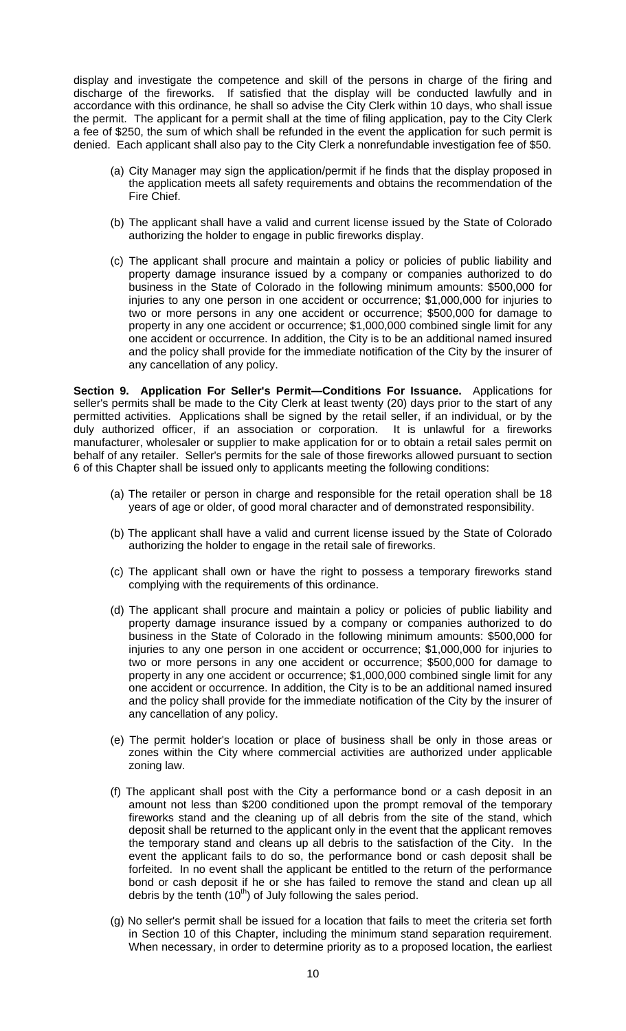display and investigate the competence and skill of the persons in charge of the firing and discharge of the fireworks. If satisfied that the display will be conducted lawfully and in accordance with this ordinance, he shall so advise the City Clerk within 10 days, who shall issue the permit. The applicant for a permit shall at the time of filing application, pay to the City Clerk a fee of $250, the sum of which shall be refunded in the event the application for such permit is denied. Each applicant shall also pay to the City Clerk a nonrefundable investigation fee of $50.

(a) City Manager may sign the application/permit if he finds that the display proposed in the application meets all safety requirements and obtains the recommendation of the Fire Chief.

(b) The applicant shall have a valid and current license issued by the State of Colorado authorizing the holder to engage in public fireworks display.

(c) The applicant shall procure and maintain a policy or policies of public liability and property damage insurance issued by a company or companies authorized to do business in the State of Colorado in the following minimum amounts: $500,000 for injuries to any one person in one accident or occurrence; $1,000,000 for injuries to two or more persons in any one accident or occurrence; $500,000 for damage to property in any one accident or occurrence; $1,000,000 combined single limit for any one accident or occurrence. In addition, the City is to be an additional named insured and the policy shall provide for the immediate notification of the City by the insurer of any cancellation of any policy.

**Section 9. Application For Seller's Permit—Conditions For Issuance.** Applications for seller's permits shall be made to the City Clerk at least twenty (20) days prior to the start of any permitted activities. Applications shall be signed by the retail seller, if an individual, or by the duly authorized officer, if an association or corporation. It is unlawful for a fireworks manufacturer, wholesaler or supplier to make application for or to obtain a retail sales permit on behalf of any retailer. Seller's permits for the sale of those fireworks allowed pursuant to section 6 of this Chapter shall be issued only to applicants meeting the following conditions:

(a) The retailer or person in charge and responsible for the retail operation shall be 18 years of age or older, of good moral character and of demonstrated responsibility.

(b) The applicant shall have a valid and current license issued by the State of Colorado authorizing the holder to engage in the retail sale of fireworks.

(c) The applicant shall own or have the right to possess a temporary fireworks stand complying with the requirements of this ordinance.

(d) The applicant shall procure and maintain a policy or policies of public liability and property damage insurance issued by a company or companies authorized to do business in the State of Colorado in the following minimum amounts: $500,000 for injuries to any one person in one accident or occurrence; $1,000,000 for injuries to two or more persons in any one accident or occurrence; $500,000 for damage to property in any one accident or occurrence; $1,000,000 combined single limit for any one accident or occurrence. In addition, the City is to be an additional named insured and the policy shall provide for the immediate notification of the City by the insurer of any cancellation of any policy.

(e) The permit holder's location or place of business shall be only in those areas or zones within the City where commercial activities are authorized under applicable zoning law.

(f) The applicant shall post with the City a performance bond or a cash deposit in an amount not less than $200 conditioned upon the prompt removal of the temporary fireworks stand and the cleaning up of all debris from the site of the stand, which deposit shall be returned to the applicant only in the event that the applicant removes the temporary stand and cleans up all debris to the satisfaction of the City. In the event the applicant fails to do so, the performance bond or cash deposit shall be forfeited. In no event shall the applicant be entitled to the return of the performance bond or cash deposit if he or she has failed to remove the stand and clean up all debris by the tenth (10th) of July following the sales period.

(g) No seller's permit shall be issued for a location that fails to meet the criteria set forth in Section 10 of this Chapter, including the minimum stand separation requirement. When necessary, in order to determine priority as to a proposed location, the earliest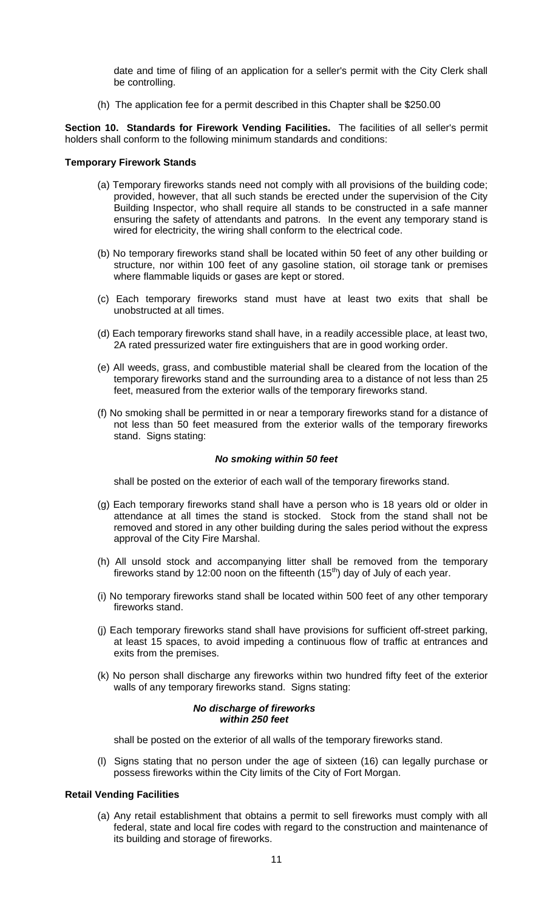date and time of filing of an application for a seller's permit with the City Clerk shall be controlling.

(h) The application fee for a permit described in this Chapter shall be $250.00

**Section 10. Standards for Firework Vending Facilities.** The facilities of all seller's permit holders shall conform to the following minimum standards and conditions:

**Temporary Firework Stands**

(a) Temporary fireworks stands need not comply with all provisions of the building code; provided, however, that all such stands be erected under the supervision of the City Building Inspector, who shall require all stands to be constructed in a safe manner ensuring the safety of attendants and patrons. In the event any temporary stand is wired for electricity, the wiring shall conform to the electrical code.

(b) No temporary fireworks stand shall be located within 50 feet of any other building or structure, nor within 100 feet of any gasoline station, oil storage tank or premises where flammable liquids or gases are kept or stored.

(c) Each temporary fireworks stand must have at least two exits that shall be unobstructed at all times.

(d) Each temporary fireworks stand shall have, in a readily accessible place, at least two, 2A rated pressurized water fire extinguishers that are in good working order.

(e) All weeds, grass, and combustible material shall be cleared from the location of the temporary fireworks stand and the surrounding area to a distance of not less than 25 feet, measured from the exterior walls of the temporary fireworks stand.

(f) No smoking shall be permitted in or near a temporary fireworks stand for a distance of not less than 50 feet measured from the exterior walls of the temporary fireworks stand. Signs stating:

***No smoking within 50 feet***

shall be posted on the exterior of each wall of the temporary fireworks stand.

(g) Each temporary fireworks stand shall have a person who is 18 years old or older in attendance at all times the stand is stocked. Stock from the stand shall not be removed and stored in any other building during the sales period without the express approval of the City Fire Marshal.

(h) All unsold stock and accompanying litter shall be removed from the temporary fireworks stand by 12:00 noon on the fifteenth (15th) day of July of each year.

(i) No temporary fireworks stand shall be located within 500 feet of any other temporary fireworks stand.

(j) Each temporary fireworks stand shall have provisions for sufficient off-street parking, at least 15 spaces, to avoid impeding a continuous flow of traffic at entrances and exits from the premises.

(k) No person shall discharge any fireworks within two hundred fifty feet of the exterior walls of any temporary fireworks stand. Signs stating:

***No discharge of fireworks within 250 feet***

shall be posted on the exterior of all walls of the temporary fireworks stand.

(l) Signs stating that no person under the age of sixteen (16) can legally purchase or possess fireworks within the City limits of the City of Fort Morgan.

**Retail Vending Facilities**

(a) Any retail establishment that obtains a permit to sell fireworks must comply with all federal, state and local fire codes with regard to the construction and maintenance of its building and storage of fireworks.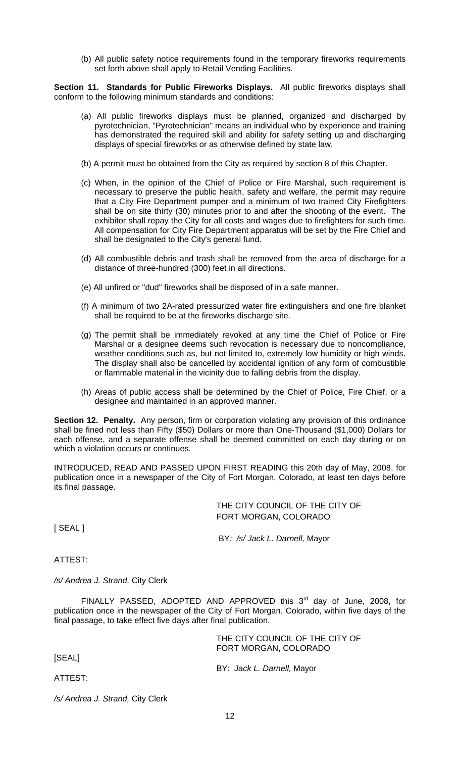(b) All public safety notice requirements found in the temporary fireworks requirements set forth above shall apply to Retail Vending Facilities.

**Section 11. Standards for Public Fireworks Displays.** All public fireworks displays shall conform to the following minimum standards and conditions:

(a) All public fireworks displays must be planned, organized and discharged by pyrotechnician, "Pyrotechnician" means an individual who by experience and training has demonstrated the required skill and ability for safety setting up and discharging displays of special fireworks or as otherwise defined by state law.

(b) A permit must be obtained from the City as required by section 8 of this Chapter.

(c) When, in the opinion of the Chief of Police or Fire Marshal, such requirement is necessary to preserve the public health, safety and welfare, the permit may require that a City Fire Department pumper and a minimum of two trained City Firefighters shall be on site thirty (30) minutes prior to and after the shooting of the event. The exhibitor shall repay the City for all costs and wages due to firefighters for such time. All compensation for City Fire Department apparatus will be set by the Fire Chief and shall be designated to the City's general fund.

(d) All combustible debris and trash shall be removed from the area of discharge for a distance of three-hundred (300) feet in all directions.

(e) All unfired or "dud" fireworks shall be disposed of in a safe manner.

(f) A minimum of two 2A-rated pressurized water fire extinguishers and one fire blanket shall be required to be at the fireworks discharge site.

(g) The permit shall be immediately revoked at any time the Chief of Police or Fire Marshal or a designee deems such revocation is necessary due to noncompliance, weather conditions such as, but not limited to, extremely low humidity or high winds. The display shall also be cancelled by accidental ignition of any form of combustible or flammable material in the vicinity due to falling debris from the display.

(h) Areas of public access shall be determined by the Chief of Police, Fire Chief, or a designee and maintained in an approved manner.

**Section 12. Penalty.** Any person, firm or corporation violating any provision of this ordinance shall be fined not less than Fifty ($50) Dollars or more than One-Thousand ($1,000) Dollars for each offense, and a separate offense shall be deemed committed on each day during or on which a violation occurs or continues.

INTRODUCED, READ AND PASSED UPON FIRST READING this 20th day of May, 2008, for publication once in a newspaper of the City of Fort Morgan, Colorado, at least ten days before its final passage.

THE CITY COUNCIL OF THE CITY OF FORT MORGAN, COLORADO

[ SEAL ]

BY*: /s/ Jack L. Darnell,* Mayor

ATTEST:

*/s/ Andrea J. Strand,* City Clerk

FINALLY PASSED, ADOPTED AND APPROVED this 3rd day of June, 2008, for publication once in the newspaper of the City of Fort Morgan, Colorado, within five days of the final passage, to take effect five days after final publication.

THE CITY COUNCIL OF THE CITY OF FORT MORGAN, COLORADO

[SEAL]

BY: *Jack L. Darnell,* Mayor

ATTEST:

*/s/ Andrea J. Strand,* City Clerk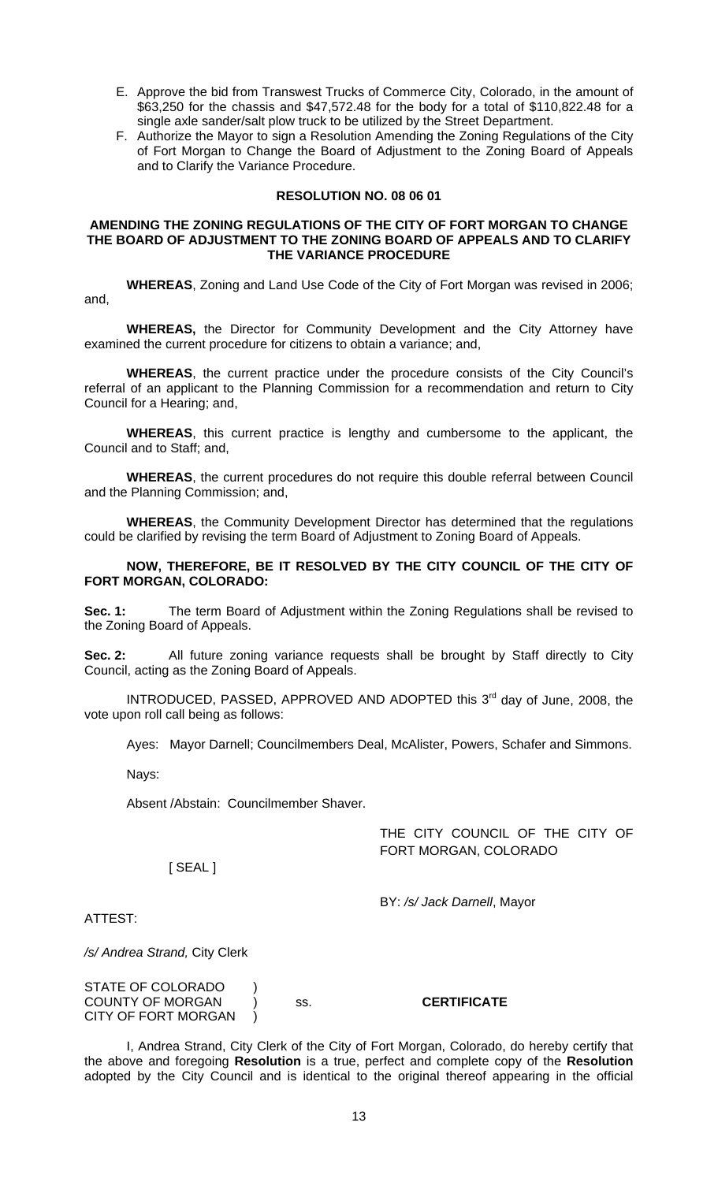E. Approve the bid from Transwest Trucks of Commerce City, Colorado, in the amount of $63,250 for the chassis and $47,572.48 for the body for a total of $110,822.48 for a single axle sander/salt plow truck to be utilized by the Street Department.

F. Authorize the Mayor to sign a Resolution Amending the Zoning Regulations of the City of Fort Morgan to Change the Board of Adjustment to the Zoning Board of Appeals and to Clarify the Variance Procedure.

**RESOLUTION NO. 08 06 01**

**AMENDING THE ZONING REGULATIONS OF THE CITY OF FORT MORGAN TO CHANGE THE BOARD OF ADJUSTMENT TO THE ZONING BOARD OF APPEALS AND TO CLARIFY THE VARIANCE PROCEDURE**

**WHEREAS**, Zoning and Land Use Code of the City of Fort Morgan was revised in 2006; and,

**WHEREAS,** the Director for Community Development and the City Attorney have examined the current procedure for citizens to obtain a variance; and,

**WHEREAS**, the current practice under the procedure consists of the City Council's referral of an applicant to the Planning Commission for a recommendation and return to City Council for a Hearing; and,

**WHEREAS**, this current practice is lengthy and cumbersome to the applicant, the Council and to Staff; and,

**WHEREAS**, the current procedures do not require this double referral between Council and the Planning Commission; and,

**WHEREAS**, the Community Development Director has determined that the regulations could be clarified by revising the term Board of Adjustment to Zoning Board of Appeals.

**NOW, THEREFORE, BE IT RESOLVED BY THE CITY COUNCIL OF THE CITY OF FORT MORGAN, COLORADO:**

**Sec. 1:** The term Board of Adjustment within the Zoning Regulations shall be revised to the Zoning Board of Appeals.

**Sec. 2:** All future zoning variance requests shall be brought by Staff directly to City Council, acting as the Zoning Board of Appeals.

INTRODUCED, PASSED, APPROVED AND ADOPTED this 3rd day of June, 2008, the vote upon roll call being as follows:

Ayes: Mayor Darnell; Councilmembers Deal, McAlister, Powers, Schafer and Simmons.

Nays:

Absent /Abstain: Councilmember Shaver.

THE CITY COUNCIL OF THE CITY OF FORT MORGAN, COLORADO

[ SEAL ]

BY: */s/ Jack Darnell*, Mayor

ATTEST:

*/s/ Andrea Strand,* City Clerk

STATE OF COLORADO )
COUNTY OF MORGAN ) ss. **CERTIFICATE**
CITY OF FORT MORGAN )

I, Andrea Strand, City Clerk of the City of Fort Morgan, Colorado, do hereby certify that the above and foregoing **Resolution** is a true, perfect and complete copy of the **Resolution** adopted by the City Council and is identical to the original thereof appearing in the official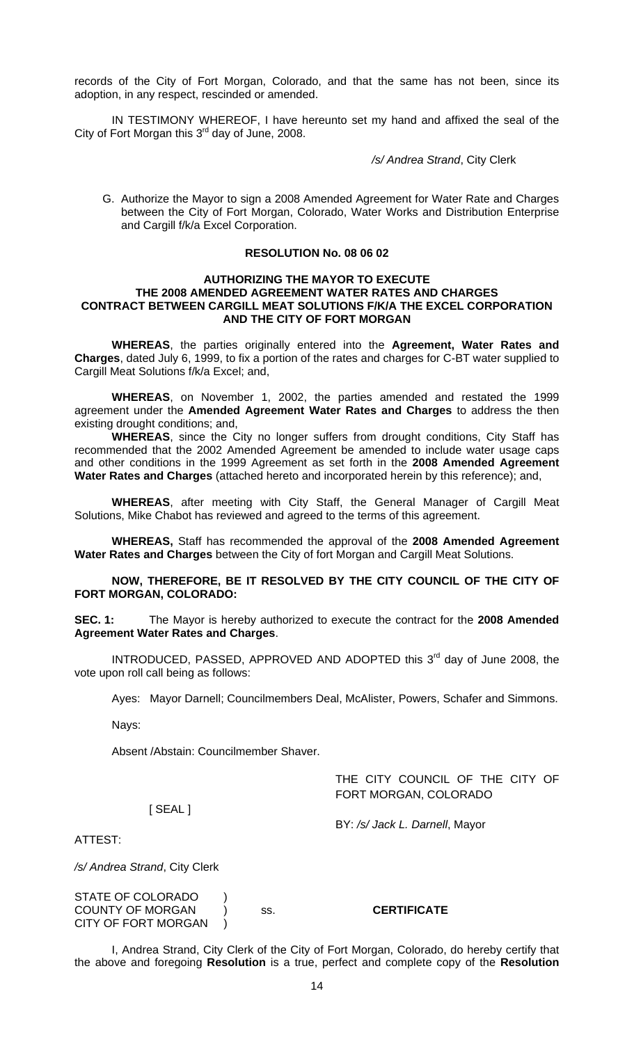records of the City of Fort Morgan, Colorado, and that the same has not been, since its adoption, in any respect, rescinded or amended.

IN TESTIMONY WHEREOF, I have hereunto set my hand and affixed the seal of the City of Fort Morgan this 3rd day of June, 2008.

*/s/ Andrea Strand*, City Clerk

G. Authorize the Mayor to sign a 2008 Amended Agreement for Water Rate and Charges between the City of Fort Morgan, Colorado, Water Works and Distribution Enterprise and Cargill f/k/a Excel Corporation.

**RESOLUTION No. 08 06 02**

**AUTHORIZING THE MAYOR TO EXECUTE THE 2008 AMENDED AGREEMENT WATER RATES AND CHARGES CONTRACT BETWEEN CARGILL MEAT SOLUTIONS F/K/A THE EXCEL CORPORATION AND THE CITY OF FORT MORGAN**

**WHEREAS**, the parties originally entered into the **Agreement, Water Rates and Charges**, dated July 6, 1999, to fix a portion of the rates and charges for C-BT water supplied to Cargill Meat Solutions f/k/a Excel; and,

**WHEREAS**, on November 1, 2002, the parties amended and restated the 1999 agreement under the **Amended Agreement Water Rates and Charges** to address the then existing drought conditions; and,

**WHEREAS**, since the City no longer suffers from drought conditions, City Staff has recommended that the 2002 Amended Agreement be amended to include water usage caps and other conditions in the 1999 Agreement as set forth in the **2008 Amended Agreement Water Rates and Charges** (attached hereto and incorporated herein by this reference); and,

**WHEREAS**, after meeting with City Staff, the General Manager of Cargill Meat Solutions, Mike Chabot has reviewed and agreed to the terms of this agreement.

**WHEREAS,** Staff has recommended the approval of the **2008 Amended Agreement Water Rates and Charges** between the City of fort Morgan and Cargill Meat Solutions.

**NOW, THEREFORE, BE IT RESOLVED BY THE CITY COUNCIL OF THE CITY OF FORT MORGAN, COLORADO:**

**SEC. 1:** The Mayor is hereby authorized to execute the contract for the **2008 Amended Agreement Water Rates and Charges**.

INTRODUCED, PASSED, APPROVED AND ADOPTED this 3rd day of June 2008, the vote upon roll call being as follows:

Ayes: Mayor Darnell; Councilmembers Deal, McAlister, Powers, Schafer and Simmons.

Nays:

Absent /Abstain: Councilmember Shaver.

THE CITY COUNCIL OF THE CITY OF FORT MORGAN, COLORADO

[ SEAL ]

BY: */s/ Jack L. Darnell*, Mayor

ATTEST:

*/s/ Andrea Strand*, City Clerk

STATE OF COLORADO )
COUNTY OF MORGAN ) ss. **CERTIFICATE**
CITY OF FORT MORGAN )

I, Andrea Strand, City Clerk of the City of Fort Morgan, Colorado, do hereby certify that the above and foregoing **Resolution** is a true, perfect and complete copy of the **Resolution**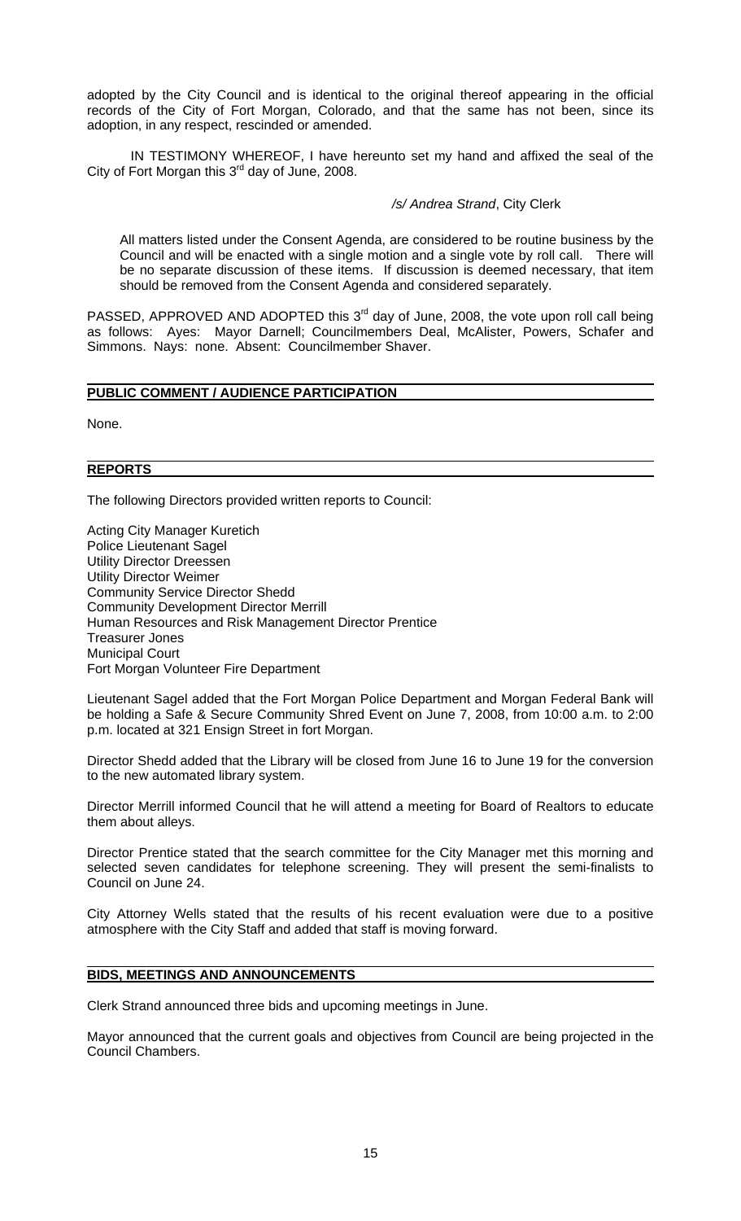adopted by the City Council and is identical to the original thereof appearing in the official records of the City of Fort Morgan, Colorado, and that the same has not been, since its adoption, in any respect, rescinded or amended.

IN TESTIMONY WHEREOF, I have hereunto set my hand and affixed the seal of the City of Fort Morgan this 3rd day of June, 2008.

*/s/ Andrea Strand*, City Clerk

All matters listed under the Consent Agenda, are considered to be routine business by the Council and will be enacted with a single motion and a single vote by roll call. There will be no separate discussion of these items. If discussion is deemed necessary, that item should be removed from the Consent Agenda and considered separately.

PASSED, APPROVED AND ADOPTED this 3rd day of June, 2008, the vote upon roll call being as follows: Ayes: Mayor Darnell; Councilmembers Deal, McAlister, Powers, Schafer and Simmons. Nays: none. Absent: Councilmember Shaver.

## PUBLIC COMMENT / AUDIENCE PARTICIPATION

None.

## REPORTS

The following Directors provided written reports to Council:

Acting City Manager Kuretich
Police Lieutenant Sagel
Utility Director Dreessen
Utility Director Weimer
Community Service Director Shedd
Community Development Director Merrill
Human Resources and Risk Management Director Prentice
Treasurer Jones
Municipal Court
Fort Morgan Volunteer Fire Department

Lieutenant Sagel added that the Fort Morgan Police Department and Morgan Federal Bank will be holding a Safe & Secure Community Shred Event on June 7, 2008, from 10:00 a.m. to 2:00 p.m. located at 321 Ensign Street in fort Morgan.

Director Shedd added that the Library will be closed from June 16 to June 19 for the conversion to the new automated library system.

Director Merrill informed Council that he will attend a meeting for Board of Realtors to educate them about alleys.

Director Prentice stated that the search committee for the City Manager met this morning and selected seven candidates for telephone screening. They will present the semi-finalists to Council on June 24.

City Attorney Wells stated that the results of his recent evaluation were due to a positive atmosphere with the City Staff and added that staff is moving forward.

## BIDS, MEETINGS AND ANNOUNCEMENTS

Clerk Strand announced three bids and upcoming meetings in June.

Mayor announced that the current goals and objectives from Council are being projected in the Council Chambers.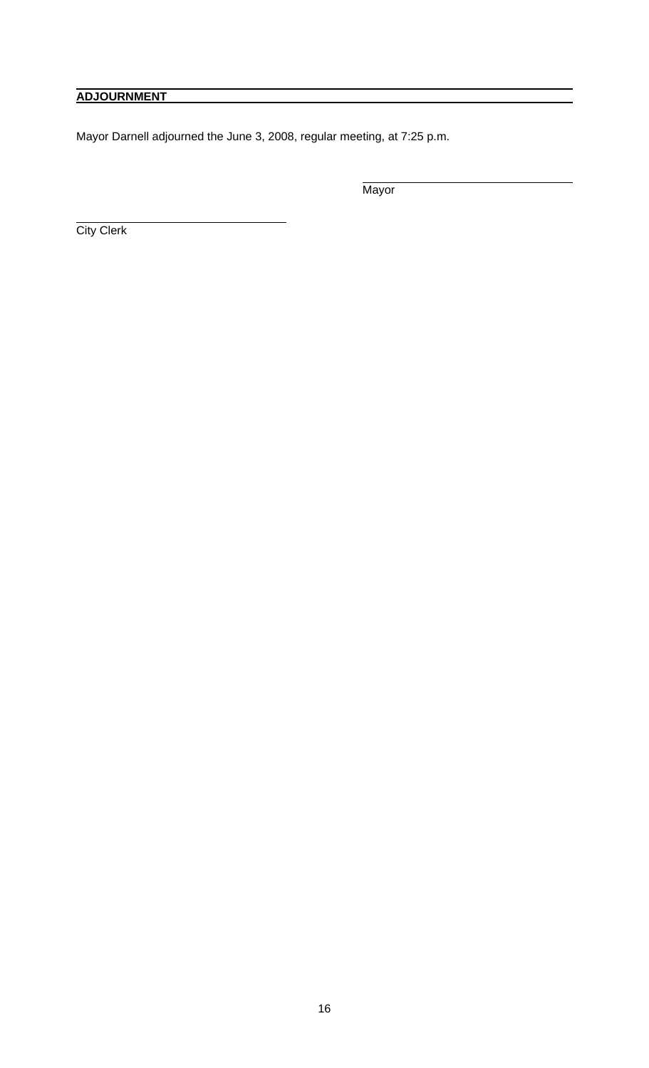**ADJOURNMENT**

Mayor Darnell adjourned the June 3, 2008, regular meeting, at 7:25 p.m.

Mayor

City Clerk